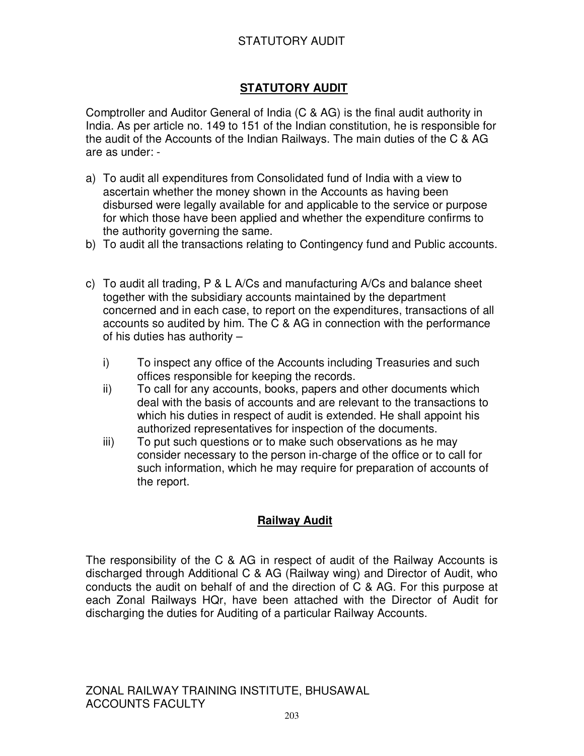# STATUTORY AUDIT

Comptroller and Auditor General of India (C & AG) is the final audit authority in India. As per article no. 149 to 151 of the Indian constitution, he is responsible for the audit of the Accounts of the Indian Railways. The main duties of the C & AG are as under: -

a) To audit all expenditures from Consolidated fund of India with a view to ascertain whether the money shown in the Accounts as having been disbursed were legally available for and applicable to the service or purpose for which those have been applied and whether the expenditure confirms to the authority governing the same.
b) To audit all the transactions relating to Contingency fund and Public accounts.
c) To audit all trading, P & L A/Cs and manufacturing A/Cs and balance sheet together with the subsidiary accounts maintained by the department concerned and in each case, to report on the expenditures, transactions of all accounts so audited by him. The C & AG in connection with the performance of his duties has authority –
   i) To inspect any office of the Accounts including Treasuries and such offices responsible for keeping the records.
   ii) To call for any accounts, books, papers and other documents which deal with the basis of accounts and are relevant to the transactions to which his duties in respect of audit is extended. He shall appoint his authorized representatives for inspection of the documents.
   iii) To put such questions or to make such observations as he may consider necessary to the person in-charge of the office or to call for such information, which he may require for preparation of accounts of the report.

## Railway Audit

The responsibility of the C & AG in respect of audit of the Railway Accounts is discharged through Additional C & AG (Railway wing) and Director of Audit, who conducts the audit on behalf of and the direction of C & AG. For this purpose at each Zonal Railways HQr, have been attached with the Director of Audit for discharging the duties for Auditing of a particular Railway Accounts.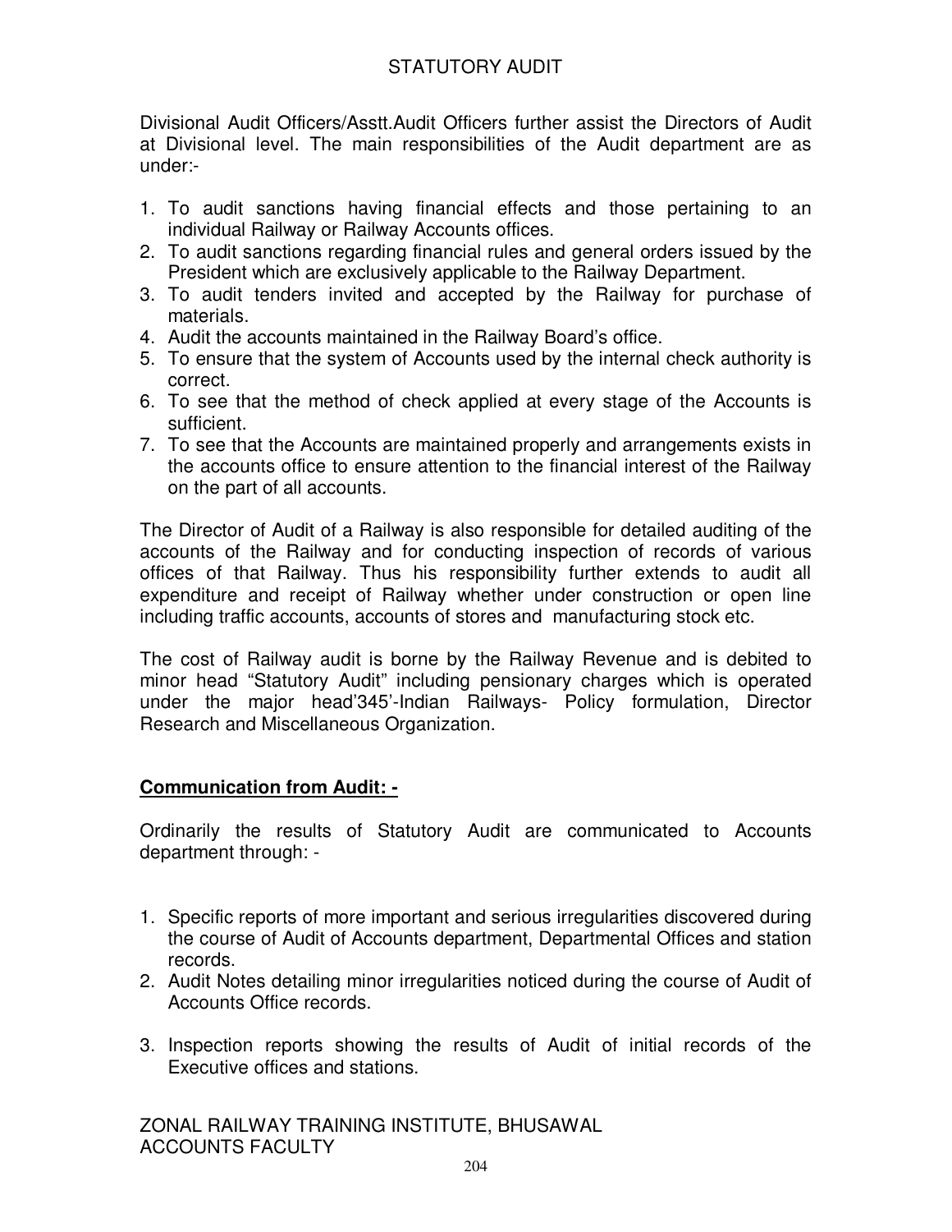Divisional Audit Officers/Asstt.Audit Officers further assist the Directors of Audit at Divisional level. The main responsibilities of the Audit department are as under:-

1. To audit sanctions having financial effects and those pertaining to an individual Railway or Railway Accounts offices.
2. To audit sanctions regarding financial rules and general orders issued by the President which are exclusively applicable to the Railway Department.
3. To audit tenders invited and accepted by the Railway for purchase of materials.
4. Audit the accounts maintained in the Railway Board's office.
5. To ensure that the system of Accounts used by the internal check authority is correct.
6. To see that the method of check applied at every stage of the Accounts is sufficient.
7. To see that the Accounts are maintained properly and arrangements exists in the accounts office to ensure attention to the financial interest of the Railway on the part of all accounts.

The Director of Audit of a Railway is also responsible for detailed auditing of the accounts of the Railway and for conducting inspection of records of various offices of that Railway. Thus his responsibility further extends to audit all expenditure and receipt of Railway whether under construction or open line including traffic accounts, accounts of stores and manufacturing stock etc.

The cost of Railway audit is borne by the Railway Revenue and is debited to minor head "Statutory Audit" including pensionary charges which is operated under the major head'345'-Indian Railways- Policy formulation, Director Research and Miscellaneous Organization.

## Communication from Audit: -

Ordinarily the results of Statutory Audit are communicated to Accounts department through: -

1. Specific reports of more important and serious irregularities discovered during the course of Audit of Accounts department, Departmental Offices and station records.
2. Audit Notes detailing minor irregularities noticed during the course of Audit of Accounts Office records.
3. Inspection reports showing the results of Audit of initial records of the Executive offices and stations.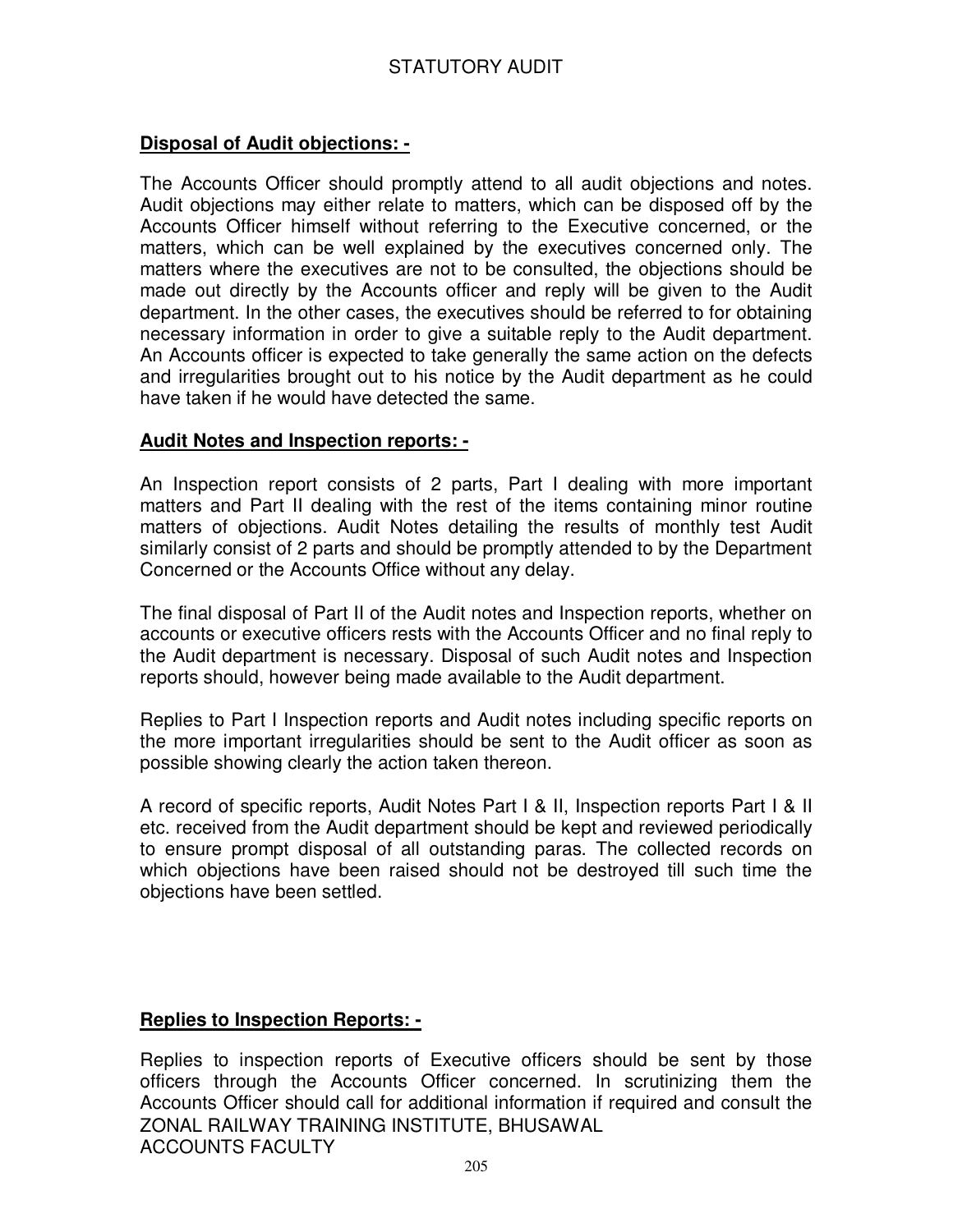**Disposal of Audit objections: -**

The Accounts Officer should promptly attend to all audit objections and notes. Audit objections may either relate to matters, which can be disposed off by the Accounts Officer himself without referring to the Executive concerned, or the matters, which can be well explained by the executives concerned only. The matters where the executives are not to be consulted, the objections should be made out directly by the Accounts officer and reply will be given to the Audit department. In the other cases, the executives should be referred to for obtaining necessary information in order to give a suitable reply to the Audit department. An Accounts officer is expected to take generally the same action on the defects and irregularities brought out to his notice by the Audit department as he could have taken if he would have detected the same.

**Audit Notes and Inspection reports: -**

An Inspection report consists of 2 parts, Part I dealing with more important matters and Part II dealing with the rest of the items containing minor routine matters of objections. Audit Notes detailing the results of monthly test Audit similarly consist of 2 parts and should be promptly attended to by the Department Concerned or the Accounts Office without any delay.

The final disposal of Part II of the Audit notes and Inspection reports, whether on accounts or executive officers rests with the Accounts Officer and no final reply to the Audit department is necessary. Disposal of such Audit notes and Inspection reports should, however being made available to the Audit department.

Replies to Part I Inspection reports and Audit notes including specific reports on the more important irregularities should be sent to the Audit officer as soon as possible showing clearly the action taken thereon.

A record of specific reports, Audit Notes Part I & II, Inspection reports Part I & II etc. received from the Audit department should be kept and reviewed periodically to ensure prompt disposal of all outstanding paras. The collected records on which objections have been raised should not be destroyed till such time the objections have been settled.

**Replies to Inspection Reports: -**

Replies to inspection reports of Executive officers should be sent by those officers through the Accounts Officer concerned. In scrutinizing them the Accounts Officer should call for additional information if required and consult the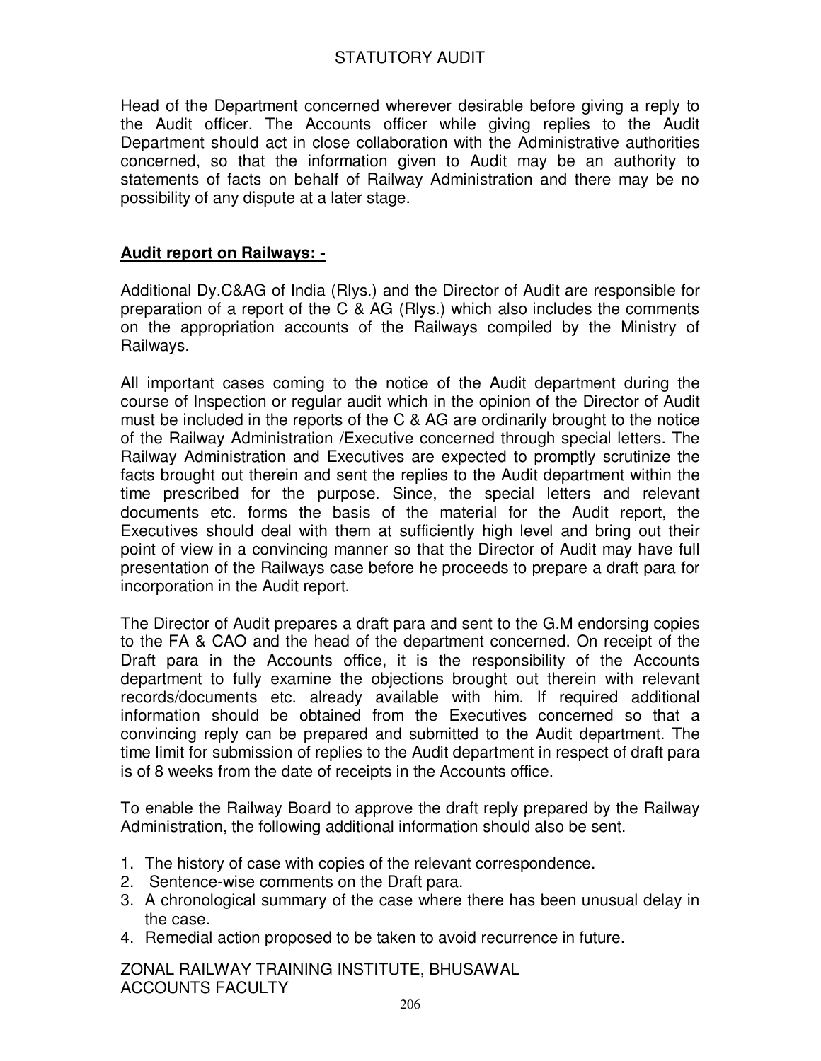Head of the Department concerned wherever desirable before giving a reply to the Audit officer. The Accounts officer while giving replies to the Audit Department should act in close collaboration with the Administrative authorities concerned, so that the information given to Audit may be an authority to statements of facts on behalf of Railway Administration and there may be no possibility of any dispute at a later stage.

**Audit report on Railways: -**

Additional Dy.C&AG of India (Rlys.) and the Director of Audit are responsible for preparation of a report of the C & AG (Rlys.) which also includes the comments on the appropriation accounts of the Railways compiled by the Ministry of Railways.

All important cases coming to the notice of the Audit department during the course of Inspection or regular audit which in the opinion of the Director of Audit must be included in the reports of the C & AG are ordinarily brought to the notice of the Railway Administration /Executive concerned through special letters. The Railway Administration and Executives are expected to promptly scrutinize the facts brought out therein and sent the replies to the Audit department within the time prescribed for the purpose. Since, the special letters and relevant documents etc. forms the basis of the material for the Audit report, the Executives should deal with them at sufficiently high level and bring out their point of view in a convincing manner so that the Director of Audit may have full presentation of the Railways case before he proceeds to prepare a draft para for incorporation in the Audit report.

The Director of Audit prepares a draft para and sent to the G.M endorsing copies to the FA & CAO and the head of the department concerned. On receipt of the Draft para in the Accounts office, it is the responsibility of the Accounts department to fully examine the objections brought out therein with relevant records/documents etc. already available with him. If required additional information should be obtained from the Executives concerned so that a convincing reply can be prepared and submitted to the Audit department. The time limit for submission of replies to the Audit department in respect of draft para is of 8 weeks from the date of receipts in the Accounts office.

To enable the Railway Board to approve the draft reply prepared by the Railway Administration, the following additional information should also be sent.

1. The history of case with copies of the relevant correspondence.
2. Sentence-wise comments on the Draft para.
3. A chronological summary of the case where there has been unusual delay in the case.
4. Remedial action proposed to be taken to avoid recurrence in future.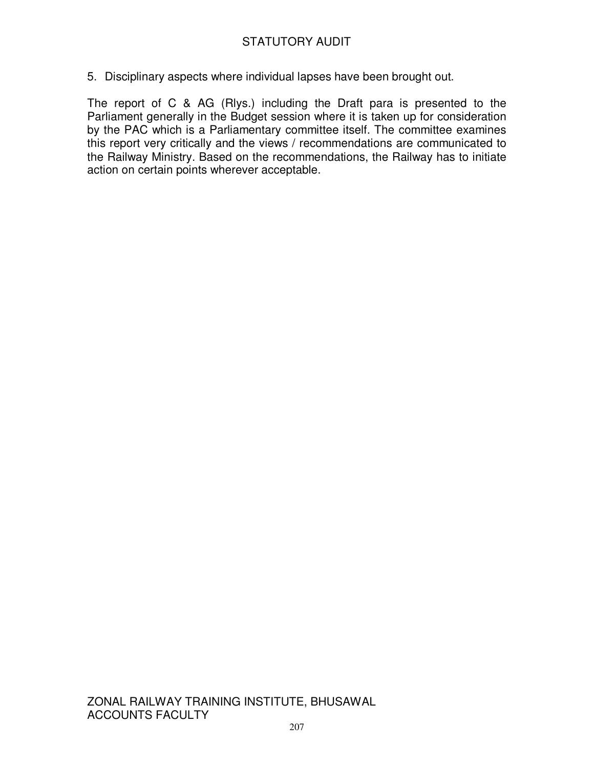5. Disciplinary aspects where individual lapses have been brought out.

The report of C & AG (Rlys.) including the Draft para is presented to the Parliament generally in the Budget session where it is taken up for consideration by the PAC which is a Parliamentary committee itself. The committee examines this report very critically and the views / recommendations are communicated to the Railway Ministry. Based on the recommendations, the Railway has to initiate action on certain points wherever acceptable.